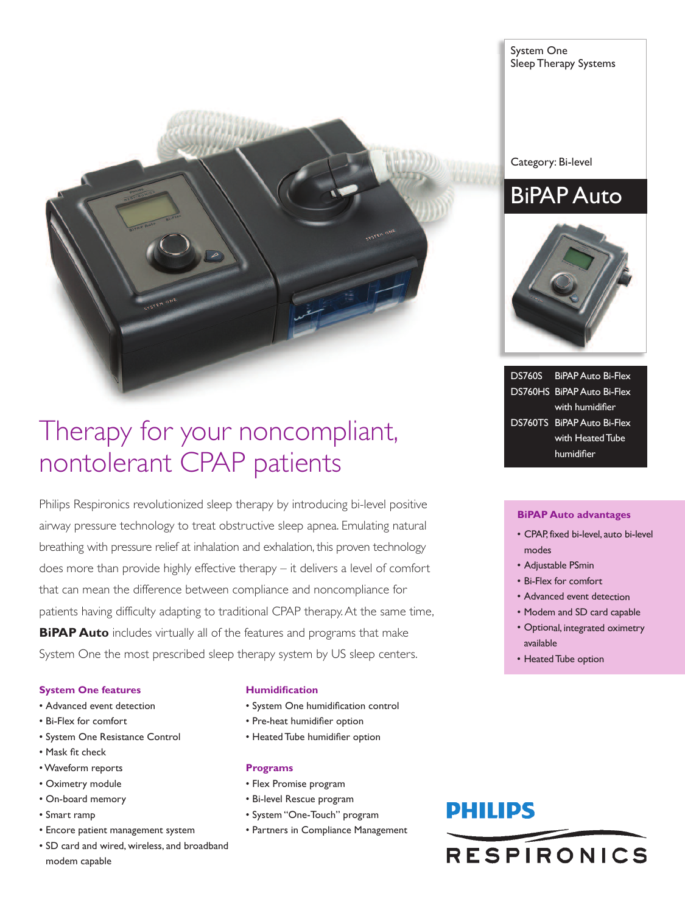System One
Sleep Therapy Systems

Category: Bi-level

# BiPAP Auto

| | |
|---|---|
| DS760S | BiPAP Auto Bi-Flex |
| DS760HS | BiPAP Auto Bi-Flex with humidifier |
| DS760TS | BiPAP Auto Bi-Flex with Heated Tube humidifier |

## Therapy for your noncompliant, nontolerant CPAP patients

Philips Respironics revolutionized sleep therapy by introducing bi-level positive airway pressure technology to treat obstructive sleep apnea. Emulating natural breathing with pressure relief at inhalation and exhalation, this proven technology does more than provide highly effective therapy – it delivers a level of comfort that can mean the difference between compliance and noncompliance for patients having difficulty adapting to traditional CPAP therapy. At the same time, **BiPAP Auto** includes virtually all of the features and programs that make System One the most prescribed sleep therapy system by US sleep centers.

### System One features

- Advanced event detection
- Bi-Flex for comfort
- System One Resistance Control
- Mask fit check
- Waveform reports
- Oximetry module
- On-board memory
- Smart ramp
- Encore patient management system
- SD card and wired, wireless, and broadband modem capable

### Humidification

- System One humidification control
- Pre-heat humidifier option
- Heated Tube humidifier option

### Programs

- Flex Promise program
- Bi-level Rescue program
- System "One-Touch" program
- Partners in Compliance Management

### BiPAP Auto advantages

- CPAP, fixed bi-level, auto bi-level modes
- Adjustable PSmin
- Bi-Flex for comfort
- Advanced event detection
- Modem and SD card capable
- Optional, integrated oximetry available
- Heated Tube option

PHILIPS
RESPIRONICS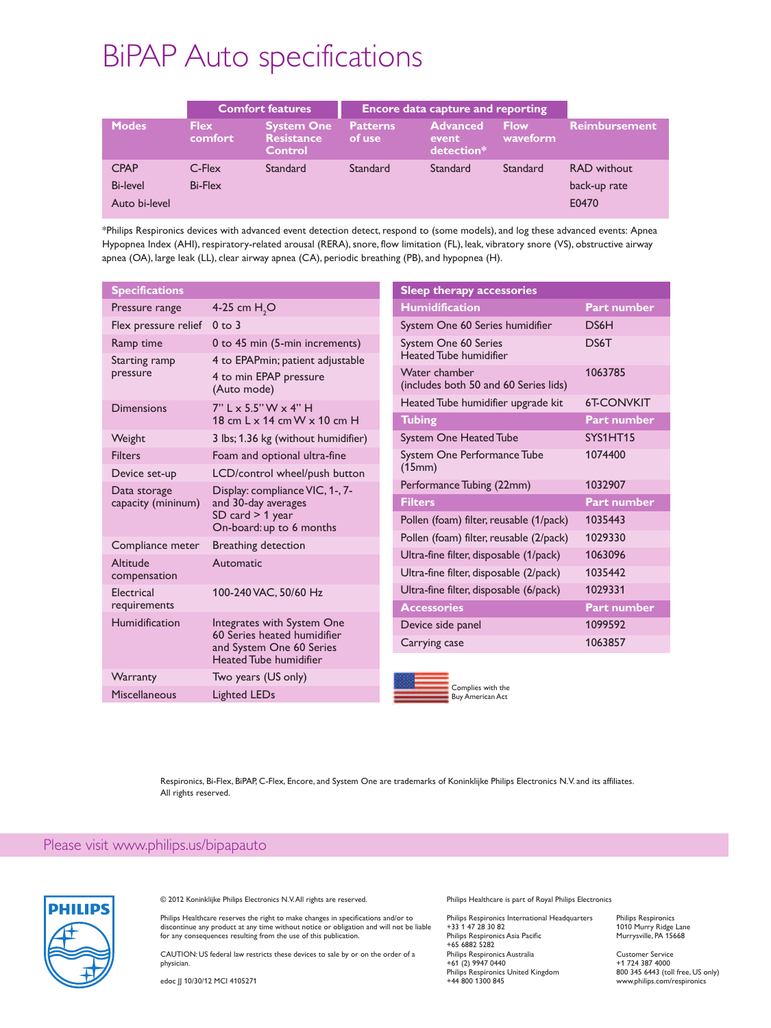# BiPAP Auto specifications

| | Comfort features | | Encore data capture and reporting | | | |
|---|---|---|---|---|---|---|
| **Modes** | **Flex comfort** | **System One Resistance Control** | **Patterns of use** | **Advanced event detection*** | **Flow waveform** | **Reimbursement** |
| CPAP<br>Bi-level<br>Auto bi-level | C-Flex<br>Bi-Flex | Standard | Standard | Standard | Standard | RAD without back-up rate E0470 |

*Philips Respironics devices with advanced event detection detect, respond to (some models), and log these advanced events: Apnea Hypopnea Index (AHI), respiratory-related arousal (RERA), snore, flow limitation (FL), leak, vibratory snore (VS), obstructive airway apnea (OA), large leak (LL), clear airway apnea (CA), periodic breathing (PB), and hypopnea (H).

| Specifications | |
|---|---|
| Pressure range | 4-25 cm $H_2O$ |
| Flex pressure relief | 0 to 3 |
| Ramp time | 0 to 45 min (5-min increments) |
| Starting ramp pressure | 4 to EPAPmin; patient adjustable<br>4 to min EPAP pressure (Auto mode) |
| Dimensions | 7" L x 5.5" W x 4" H<br>18 cm L x 14 cm W x 10 cm H |
| Weight | 3 lbs; 1.36 kg (without humidifier) |
| Filters | Foam and optional ultra-fine |
| Device set-up | LCD/control wheel/push button |
| Data storage capacity (mininum) | Display: compliance VIC, 1-, 7- and 30-day averages<br>SD card > 1 year<br>On-board: up to 6 months |
| Compliance meter | Breathing detection |
| Altitude compensation | Automatic |
| Electrical requirements | 100-240 VAC, 50/60 Hz |
| Humidification | Integrates with System One 60 Series heated humidifier and System One 60 Series Heated Tube humidifier |
| Warranty | Two years (US only) |
| Miscellaneous | Lighted LEDs |

| Sleep therapy accessories | |
|---|---|
| **Humidification** | **Part number** |
| System One 60 Series humidifier | DS6H |
| System One 60 Series Heated Tube humidifier | DS6T |
| Water chamber (includes both 50 and 60 Series lids) | 1063785 |
| Heated Tube humidifier upgrade kit | 6T-CONVKIT |
| **Tubing** | **Part number** |
| System One Heated Tube | SYS1HT15 |
| System One Performance Tube (15mm) | 1074400 |
| Performance Tubing (22mm) | 1032907 |
| **Filters** | **Part number** |
| Pollen (foam) filter, reusable (1/pack) | 1035443 |
| Pollen (foam) filter, reusable (2/pack) | 1029330 |
| Ultra-fine filter, disposable (1/pack) | 1063096 |
| Ultra-fine filter, disposable (2/pack) | 1035442 |
| Ultra-fine filter, disposable (6/pack) | 1029331 |
| **Accessories** | **Part number** |
| Device side panel | 1099592 |
| Carrying case | 1063857 |

Complies with the Buy American Act

Respironics, Bi-Flex, BiPAP, C-Flex, Encore, and System One are trademarks of Koninklijke Philips Electronics N.V. and its affiliates. All rights reserved.

Please visit www.philips.us/bipapauto

© 2012 Koninklijke Philips Electronics N.V. All rights are reserved.

Philips Healthcare reserves the right to make changes in specifications and/or to discontinue any product at any time without notice or obligation and will not be liable for any consequences resulting from the use of this publication.

CAUTION: US federal law restricts these devices to sale by or on the order of a physician.

edoc JJ 10/30/12 MCI 4105271

Philips Healthcare is part of Royal Philips Electronics

Philips Respironics International Headquarters
+33 1 47 28 30 82
Philips Respironics Asia Pacific
+65 6882 5282
Philips Respironics Australia
+61 (2) 9947 0440
Philips Respironics United Kingdom
+44 800 1300 845

Philips Respironics
1010 Murry Ridge Lane
Murrysville, PA 15668

Customer Service
+1 724 387 4000
800 345 6443 (toll free, US only)
www.philips.com/respironics